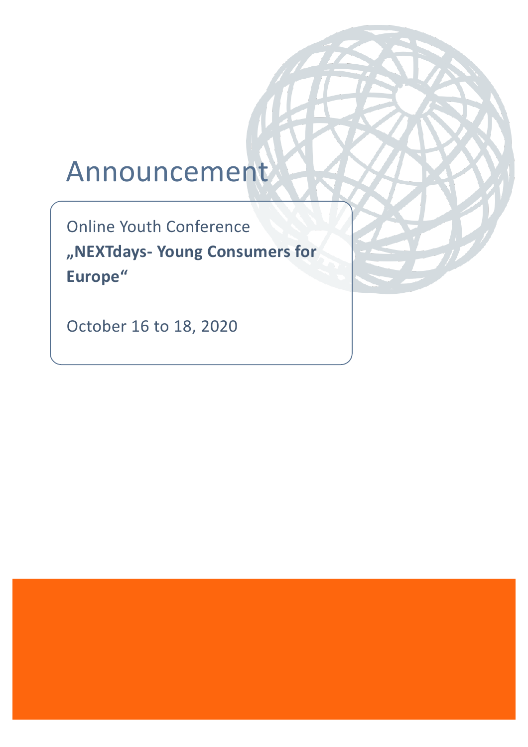# Announcement

Online Youth Conference

**„NEXTdays- Young Consumers for Europe“**

October 16 to 18, 2020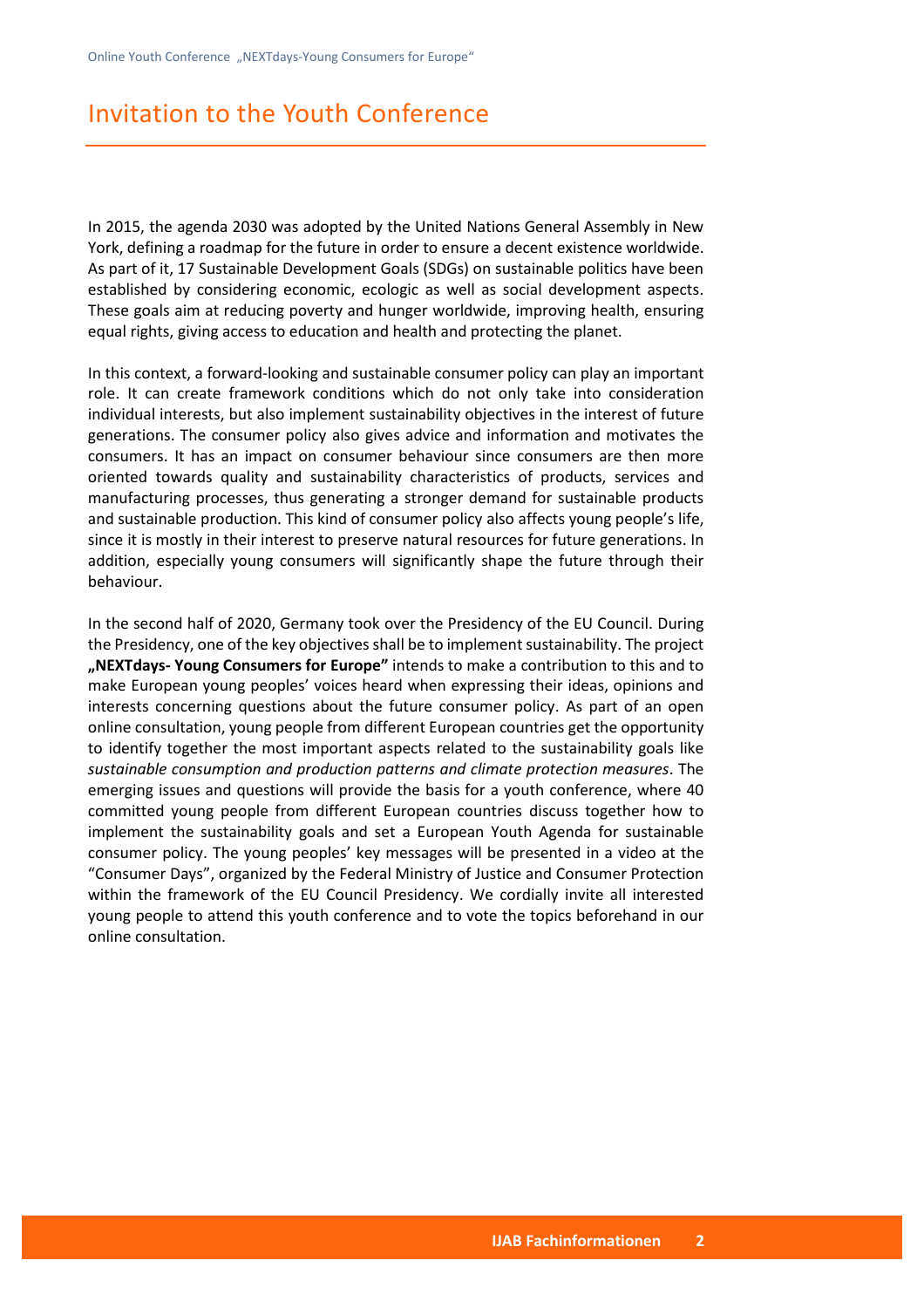# Invitation to the Youth Conference

In 2015, the agenda 2030 was adopted by the United Nations General Assembly in New York, defining a roadmap for the future in order to ensure a decent existence worldwide. As part of it, 17 Sustainable Development Goals (SDGs) on sustainable politics have been established by considering economic, ecologic as well as social development aspects. These goals aim at reducing poverty and hunger worldwide, improving health, ensuring equal rights, giving access to education and health and protecting the planet.

In this context, a forward-looking and sustainable consumer policy can play an important role. It can create framework conditions which do not only take into consideration individual interests, but also implement sustainability objectives in the interest of future generations. The consumer policy also gives advice and information and motivates the consumers. It has an impact on consumer behaviour since consumers are then more oriented towards quality and sustainability characteristics of products, services and manufacturing processes, thus generating a stronger demand for sustainable products and sustainable production. This kind of consumer policy also affects young people's life, since it is mostly in their interest to preserve natural resources for future generations. In addition, especially young consumers will significantly shape the future through their behaviour.

In the second half of 2020, Germany took over the Presidency of the EU Council. During the Presidency, one of the key objectives shall be to implement sustainability. The project **„NEXTdays- Young Consumers for Europe"** intends to make a contribution to this and to make European young peoples' voices heard when expressing their ideas, opinions and interests concerning questions about the future consumer policy. As part of an open online consultation, young people from different European countries get the opportunity to identify together the most important aspects related to the sustainability goals like *sustainable consumption and production patterns and climate protection measures*. The emerging issues and questions will provide the basis for a youth conference, where 40 committed young people from different European countries discuss together how to implement the sustainability goals and set a European Youth Agenda for sustainable consumer policy. The young peoples' key messages will be presented in a video at the "Consumer Days", organized by the Federal Ministry of Justice and Consumer Protection within the framework of the EU Council Presidency. We cordially invite all interested young people to attend this youth conference and to vote the topics beforehand in our online consultation.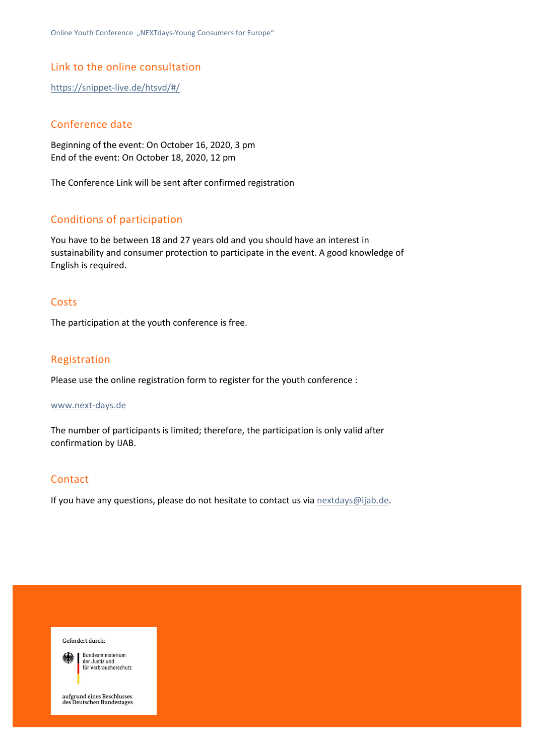## Link to the online consultation

https://snippet-live.de/htsvd/#/

## Conference date

Beginning of the event: On October 16, 2020, 3 pm
End of the event: On October 18, 2020, 12 pm

The Conference Link will be sent after confirmed registration

## Conditions of participation

You have to be between 18 and 27 years old and you should have an interest in sustainability and consumer protection to participate in the event. A good knowledge of English is required.

## Costs

The participation at the youth conference is free.

## Registration

Please use the online registration form to register for the youth conference :

www.next-days.de

The number of participants is limited; therefore, the participation is only valid after confirmation by IJAB.

## Contact

If you have any questions, please do not hesitate to contact us via nextdays@ijab.de.

Gefördert durch:

Bundesministerium der Justiz und für Verbraucherschutz

aufgrund eines Beschlusses des Deutschen Bundestages